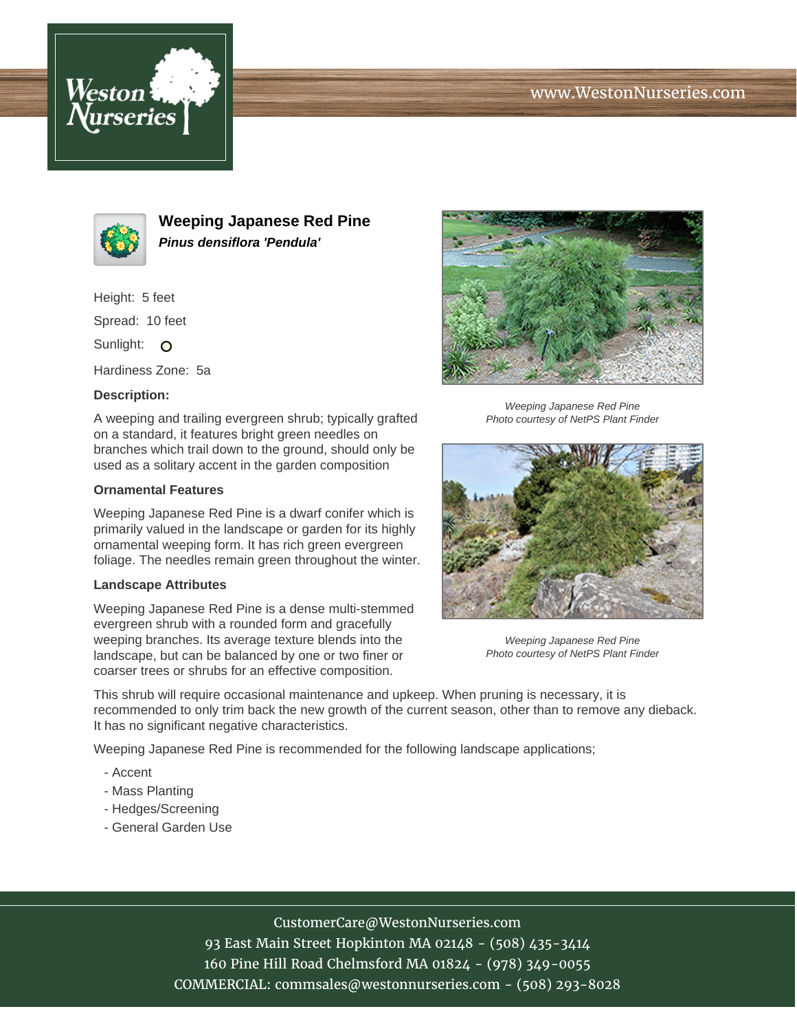Weston Nurseries

www.WestonNurseries.com

# Weeping Japanese Red Pine

***Pinus densiflora 'Pendula'***

Height: 5 feet

Spread: 10 feet

Sunlight: O

Hardiness Zone: 5a

**Description:**

A weeping and trailing evergreen shrub; typically grafted on a standard, it features bright green needles on branches which trail down to the ground, should only be used as a solitary accent in the garden composition

**Ornamental Features**

Weeping Japanese Red Pine is a dwarf conifer which is primarily valued in the landscape or garden for its highly ornamental weeping form. It has rich green evergreen foliage. The needles remain green throughout the winter.

**Landscape Attributes**

Weeping Japanese Red Pine is a dense multi-stemmed evergreen shrub with a rounded form and gracefully weeping branches. Its average texture blends into the landscape, but can be balanced by one or two finer or coarser trees or shrubs for an effective composition.

This shrub will require occasional maintenance and upkeep. When pruning is necessary, it is recommended to only trim back the new growth of the current season, other than to remove any dieback. It has no significant negative characteristics.

Weeping Japanese Red Pine is recommended for the following landscape applications;

- Accent
- Mass Planting
- Hedges/Screening
- General Garden Use

*Weeping Japanese Red Pine*
*Photo courtesy of NetPS Plant Finder*

*Weeping Japanese Red Pine*
*Photo courtesy of NetPS Plant Finder*

CustomerCare@WestonNurseries.com
93 East Main Street Hopkinton MA 02148 - (508) 435-3414
160 Pine Hill Road Chelmsford MA 01824 - (978) 349-0055
COMMERCIAL: commsales@westonnurseries.com - (508) 293-8028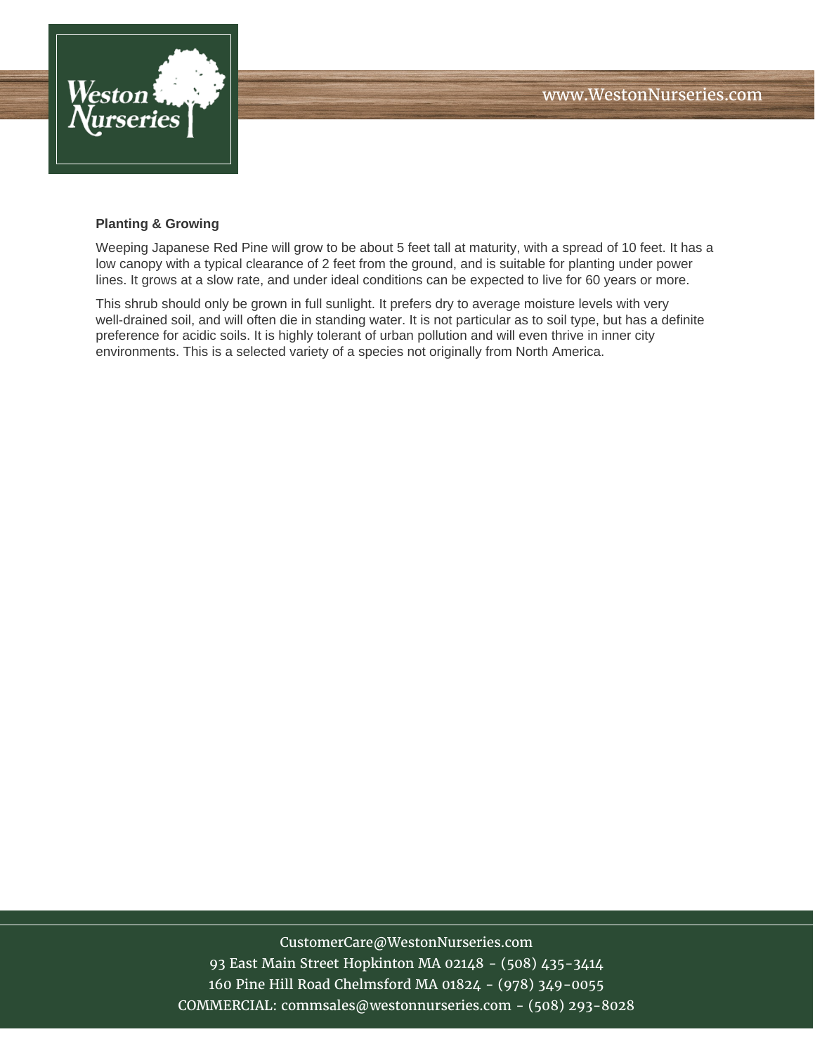## Planting & Growing

Weeping Japanese Red Pine will grow to be about 5 feet tall at maturity, with a spread of 10 feet. It has a low canopy with a typical clearance of 2 feet from the ground, and is suitable for planting under power lines. It grows at a slow rate, and under ideal conditions can be expected to live for 60 years or more.

This shrub should only be grown in full sunlight. It prefers dry to average moisture levels with very well-drained soil, and will often die in standing water. It is not particular as to soil type, but has a definite preference for acidic soils. It is highly tolerant of urban pollution and will even thrive in inner city environments. This is a selected variety of a species not originally from North America.